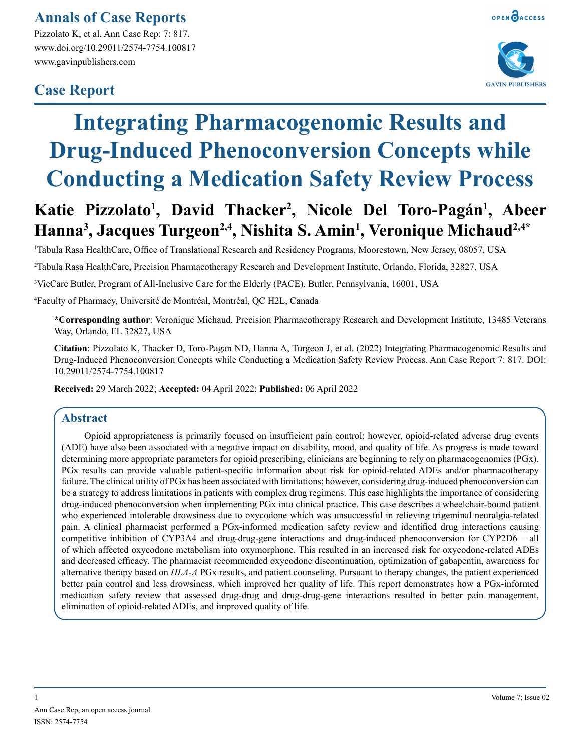# Annals of Case Reports

Pizzolato K, et al. Ann Case Rep: 7: 817.
www.doi.org/10.29011/2574-7754.100817
www.gavinpublishers.com

## Case Report

# Integrating Pharmacogenomic Results and Drug-Induced Phenoconversion Concepts while Conducting a Medication Safety Review Process

**Katie Pizzolato[1], David Thacker[2], Nicole Del Toro-Pagán[1], Abeer Hanna[3], Jacques Turgeon[2,4], Nishita S. Amin[1], Veronique Michaud[2,4]***

[1]Tabula Rasa HealthCare, Office of Translational Research and Residency Programs, Moorestown, New Jersey, 08057, USA

[2]Tabula Rasa HealthCare, Precision Pharmacotherapy Research and Development Institute, Orlando, Florida, 32827, USA

[3]VieCare Butler, Program of All-Inclusive Care for the Elderly (PACE), Butler, Pennsylvania, 16001, USA

[4]Faculty of Pharmacy, Université de Montréal, Montréal, QC H2L, Canada

**\*Corresponding author**: Veronique Michaud, Precision Pharmacotherapy Research and Development Institute, 13485 Veterans Way, Orlando, FL 32827, USA

**Citation**: Pizzolato K, Thacker D, Toro-Pagan ND, Hanna A, Turgeon J, et al. (2022) Integrating Pharmacogenomic Results and Drug-Induced Phenoconversion Concepts while Conducting a Medication Safety Review Process. Ann Case Report 7: 817. DOI: 10.29011/2574-7754.100817

**Received:** 29 March 2022; **Accepted:** 04 April 2022; **Published:** 06 April 2022

## Abstract

Opioid appropriateness is primarily focused on insufficient pain control; however, opioid-related adverse drug events (ADE) have also been associated with a negative impact on disability, mood, and quality of life. As progress is made toward determining more appropriate parameters for opioid prescribing, clinicians are beginning to rely on pharmacogenomics (PGx). PGx results can provide valuable patient-specific information about risk for opioid-related ADEs and/or pharmacotherapy failure. The clinical utility of PGx has been associated with limitations; however, considering drug-induced phenoconversion can be a strategy to address limitations in patients with complex drug regimens. This case highlights the importance of considering drug-induced phenoconversion when implementing PGx into clinical practice. This case describes a wheelchair-bound patient who experienced intolerable drowsiness due to oxycodone which was unsuccessful in relieving trigeminal neuralgia-related pain. A clinical pharmacist performed a PGx-informed medication safety review and identified drug interactions causing competitive inhibition of CYP3A4 and drug-drug-gene interactions and drug-induced phenoconversion for CYP2D6 – all of which affected oxycodone metabolism into oxymorphone. This resulted in an increased risk for oxycodone-related ADEs and decreased efficacy. The pharmacist recommended oxycodone discontinuation, optimization of gabapentin, awareness for alternative therapy based on *HLA-A* PGx results, and patient counseling. Pursuant to therapy changes, the patient experienced better pain control and less drowsiness, which improved her quality of life. This report demonstrates how a PGx-informed medication safety review that assessed drug-drug and drug-drug-gene interactions resulted in better pain management, elimination of opioid-related ADEs, and improved quality of life.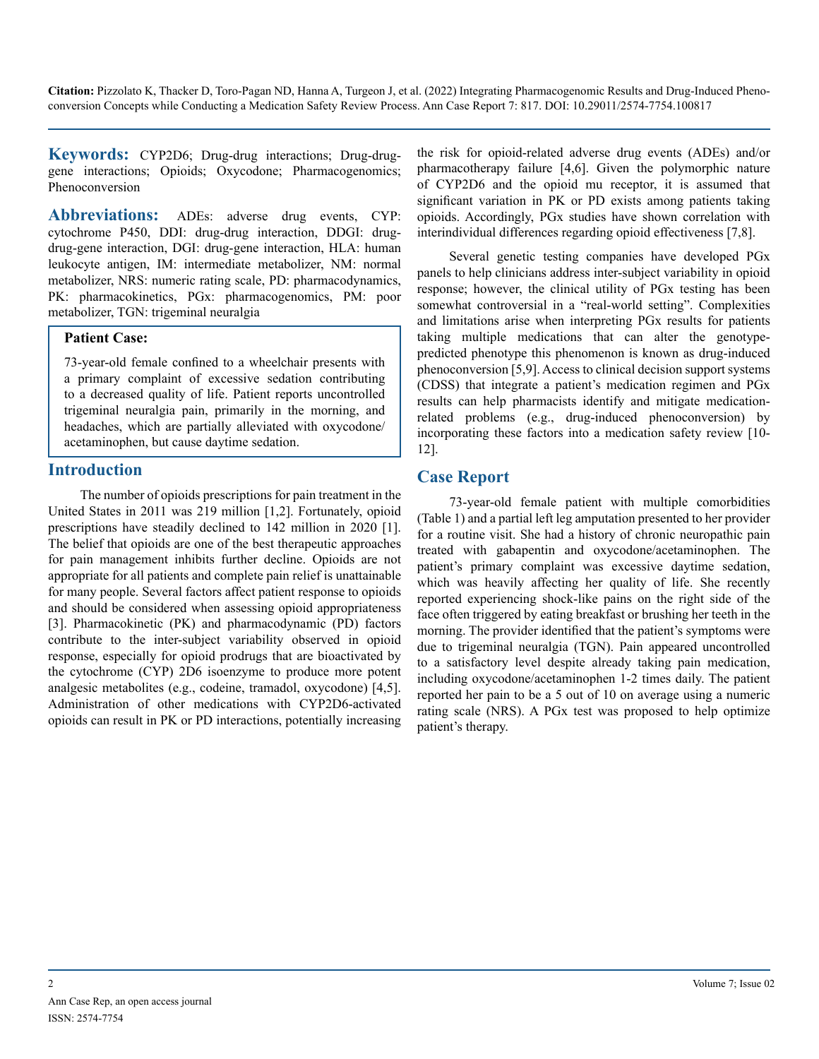**Citation:** Pizzolato K, Thacker D, Toro-Pagan ND, Hanna A, Turgeon J, et al. (2022) Integrating Pharmacogenomic Results and Drug-Induced Phenoconversion Concepts while Conducting a Medication Safety Review Process. Ann Case Report 7: 817. DOI: 10.29011/2574-7754.100817

**Keywords:** CYP2D6; Drug-drug interactions; Drug-drug-gene interactions; Opioids; Oxycodone; Pharmacogenomics; Phenoconversion

**Abbreviations:** ADEs: adverse drug events, CYP: cytochrome P450, DDI: drug-drug interaction, DDGI: drug-drug-gene interaction, DGI: drug-gene interaction, HLA: human leukocyte antigen, IM: intermediate metabolizer, NM: normal metabolizer, NRS: numeric rating scale, PD: pharmacodynamics, PK: pharmacokinetics, PGx: pharmacogenomics, PM: poor metabolizer, TGN: trigeminal neuralgia

**Patient Case:**

73-year-old female confined to a wheelchair presents with a primary complaint of excessive sedation contributing to a decreased quality of life. Patient reports uncontrolled trigeminal neuralgia pain, primarily in the morning, and headaches, which are partially alleviated with oxycodone/acetaminophen, but cause daytime sedation.

## Introduction

The number of opioids prescriptions for pain treatment in the United States in 2011 was 219 million [1,2]. Fortunately, opioid prescriptions have steadily declined to 142 million in 2020 [1]. The belief that opioids are one of the best therapeutic approaches for pain management inhibits further decline. Opioids are not appropriate for all patients and complete pain relief is unattainable for many people. Several factors affect patient response to opioids and should be considered when assessing opioid appropriateness [3]. Pharmacokinetic (PK) and pharmacodynamic (PD) factors contribute to the inter-subject variability observed in opioid response, especially for opioid prodrugs that are bioactivated by the cytochrome (CYP) 2D6 isoenzyme to produce more potent analgesic metabolites (e.g., codeine, tramadol, oxycodone) [4,5]. Administration of other medications with CYP2D6-activated opioids can result in PK or PD interactions, potentially increasing the risk for opioid-related adverse drug events (ADEs) and/or pharmacotherapy failure [4,6]. Given the polymorphic nature of CYP2D6 and the opioid mu receptor, it is assumed that significant variation in PK or PD exists among patients taking opioids. Accordingly, PGx studies have shown correlation with interindividual differences regarding opioid effectiveness [7,8].

Several genetic testing companies have developed PGx panels to help clinicians address inter-subject variability in opioid response; however, the clinical utility of PGx testing has been somewhat controversial in a "real-world setting". Complexities and limitations arise when interpreting PGx results for patients taking multiple medications that can alter the genotype-predicted phenotype this phenomenon is known as drug-induced phenoconversion [5,9]. Access to clinical decision support systems (CDSS) that integrate a patient's medication regimen and PGx results can help pharmacists identify and mitigate medication-related problems (e.g., drug-induced phenoconversion) by incorporating these factors into a medication safety review [10-12].

## Case Report

73-year-old female patient with multiple comorbidities (Table 1) and a partial left leg amputation presented to her provider for a routine visit. She had a history of chronic neuropathic pain treated with gabapentin and oxycodone/acetaminophen. The patient's primary complaint was excessive daytime sedation, which was heavily affecting her quality of life. She recently reported experiencing shock-like pains on the right side of the face often triggered by eating breakfast or brushing her teeth in the morning. The provider identified that the patient's symptoms were due to trigeminal neuralgia (TGN). Pain appeared uncontrolled to a satisfactory level despite already taking pain medication, including oxycodone/acetaminophen 1-2 times daily. The patient reported her pain to be a 5 out of 10 on average using a numeric rating scale (NRS). A PGx test was proposed to help optimize patient's therapy.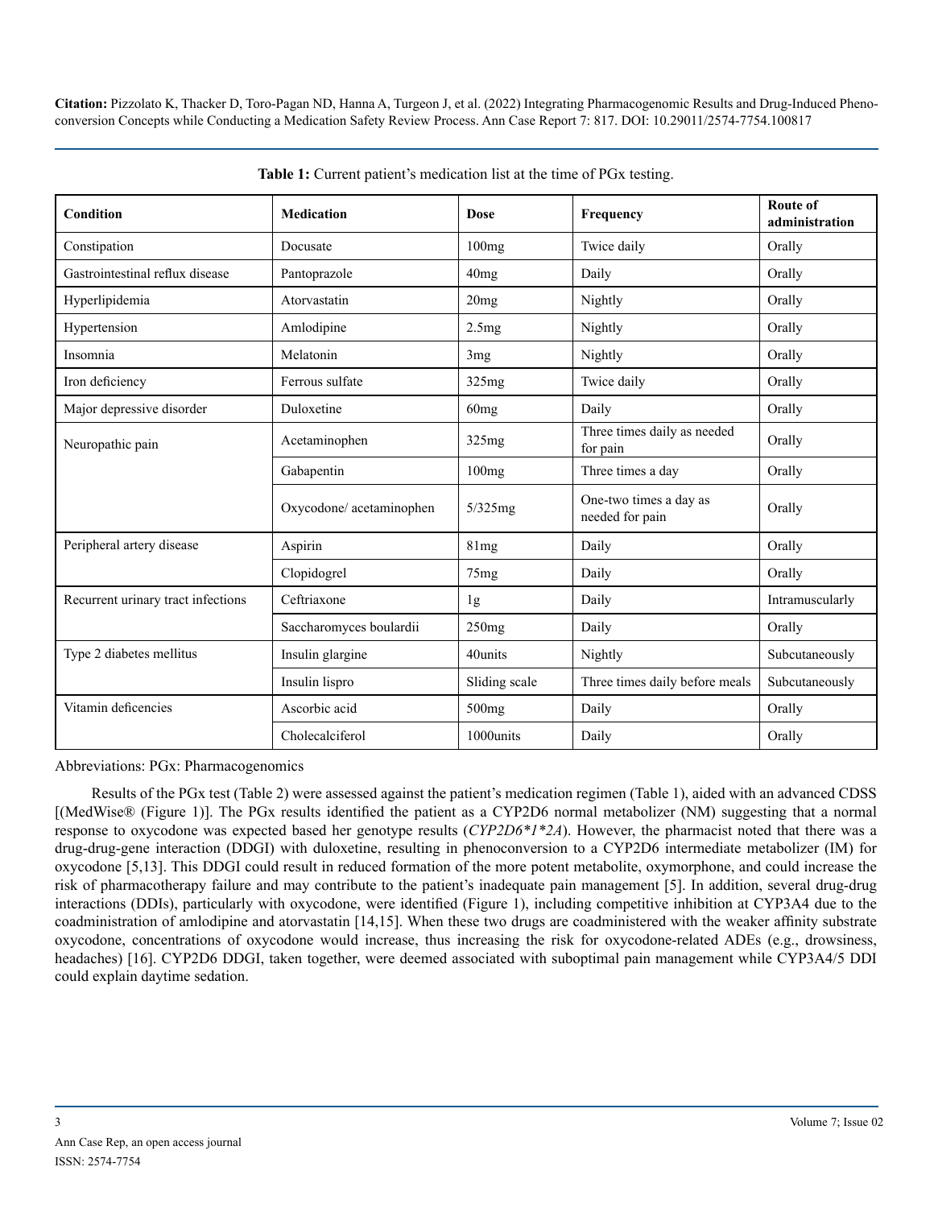**Table 1:** Current patient's medication list at the time of PGx testing.

| Condition | Medication | Dose | Frequency | Route of administration |
|---|---|---|---|---|
| Constipation | Docusate | 100mg | Twice daily | Orally |
| Gastrointestinal reflux disease | Pantoprazole | 40mg | Daily | Orally |
| Hyperlipidemia | Atorvastatin | 20mg | Nightly | Orally |
| Hypertension | Amlodipine | 2.5mg | Nightly | Orally |
| Insomnia | Melatonin | 3mg | Nightly | Orally |
| Iron deficiency | Ferrous sulfate | 325mg | Twice daily | Orally |
| Major depressive disorder | Duloxetine | 60mg | Daily | Orally |
| Neuropathic pain | Acetaminophen | 325mg | Three times daily as needed for pain | Orally |
| | Gabapentin | 100mg | Three times a day | Orally |
| | Oxycodone/ acetaminophen | 5/325mg | One-two times a day as needed for pain | Orally |
| Peripheral artery disease | Aspirin | 81mg | Daily | Orally |
| | Clopidogrel | 75mg | Daily | Orally |
| Recurrent urinary tract infections | Ceftriaxone | 1g | Daily | Intramuscularly |
| | Saccharomyces boulardii | 250mg | Daily | Orally |
| Type 2 diabetes mellitus | Insulin glargine | 40units | Nightly | Subcutaneously |
| | Insulin lispro | Sliding scale | Three times daily before meals | Subcutaneously |
| Vitamin deficencies | Ascorbic acid | 500mg | Daily | Orally |
| | Cholecalciferol | 1000units | Daily | Orally |

Abbreviations: PGx: Pharmacogenomics

Results of the PGx test (Table 2) were assessed against the patient's medication regimen (Table 1), aided with an advanced CDSS [(MedWise® (Figure 1)]. The PGx results identified the patient as a CYP2D6 normal metabolizer (NM) suggesting that a normal response to oxycodone was expected based her genotype results (*CYP2D6*1*2A*). However, the pharmacist noted that there was a drug-drug-gene interaction (DDGI) with duloxetine, resulting in phenoconversion to a CYP2D6 intermediate metabolizer (IM) for oxycodone [5,13]. This DDGI could result in reduced formation of the more potent metabolite, oxymorphone, and could increase the risk of pharmacotherapy failure and may contribute to the patient's inadequate pain management [5]. In addition, several drug-drug interactions (DDIs), particularly with oxycodone, were identified (Figure 1), including competitive inhibition at CYP3A4 due to the coadministration of amlodipine and atorvastatin [14,15]. When these two drugs are coadministered with the weaker affinity substrate oxycodone, concentrations of oxycodone would increase, thus increasing the risk for oxycodone-related ADEs (e.g., drowsiness, headaches) [16]. CYP2D6 DDGI, taken together, were deemed associated with suboptimal pain management while CYP3A4/5 DDI could explain daytime sedation.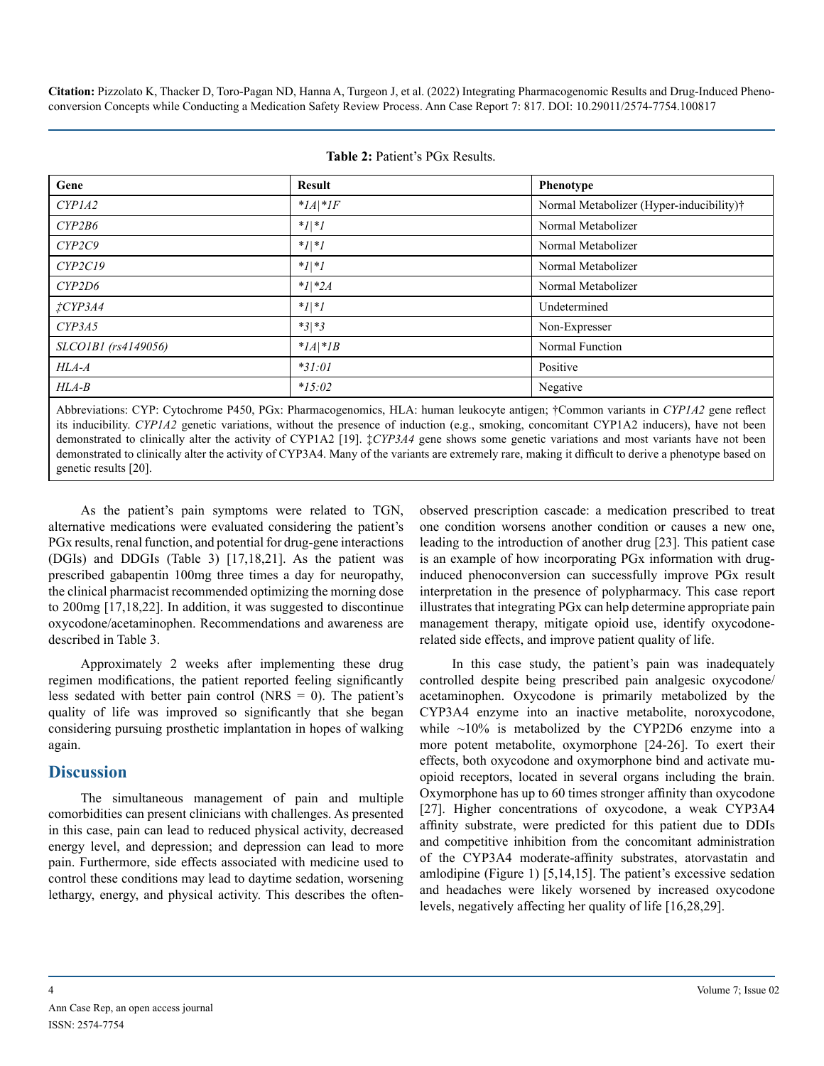**Table 2:** Patient's PGx Results.

| Gene | Result | Phenotype |
|---|---|---|
| *CYP1A2* | *\*1A\|\*1F* | Normal Metabolizer (Hyper-inducibility)† |
| *CYP2B6* | *\*1\|\*1* | Normal Metabolizer |
| *CYP2C9* | *\*1\|\*1* | Normal Metabolizer |
| *CYP2C19* | *\*1\|\*1* | Normal Metabolizer |
| *CYP2D6* | *\*1\|\*2A* | Normal Metabolizer |
| *‡CYP3A4* | *\*1\|\*1* | Undetermined |
| *CYP3A5* | *\*3\|\*3* | Non-Expresser |
| *SLCO1B1 (rs4149056)* | *\*1A\|\*1B* | Normal Function |
| *HLA-A* | *\*31:01* | Positive |
| *HLA-B* | *\*15:02* | Negative |

Abbreviations: CYP: Cytochrome P450, PGx: Pharmacogenomics, HLA: human leukocyte antigen; †Common variants in *CYP1A2* gene reflect its inducibility. *CYP1A2* genetic variations, without the presence of induction (e.g., smoking, concomitant CYP1A2 inducers), have not been demonstrated to clinically alter the activity of CYP1A2 [19]. ‡*CYP3A4* gene shows some genetic variations and most variants have not been demonstrated to clinically alter the activity of CYP3A4. Many of the variants are extremely rare, making it difficult to derive a phenotype based on genetic results [20].

As the patient's pain symptoms were related to TGN, alternative medications were evaluated considering the patient's PGx results, renal function, and potential for drug-gene interactions (DGIs) and DDGIs (Table 3) [17,18,21]. As the patient was prescribed gabapentin 100mg three times a day for neuropathy, the clinical pharmacist recommended optimizing the morning dose to 200mg [17,18,22]. In addition, it was suggested to discontinue oxycodone/acetaminophen. Recommendations and awareness are described in Table 3.

Approximately 2 weeks after implementing these drug regimen modifications, the patient reported feeling significantly less sedated with better pain control (NRS = 0). The patient's quality of life was improved so significantly that she began considering pursuing prosthetic implantation in hopes of walking again.

## Discussion

The simultaneous management of pain and multiple comorbidities can present clinicians with challenges. As presented in this case, pain can lead to reduced physical activity, decreased energy level, and depression; and depression can lead to more pain. Furthermore, side effects associated with medicine used to control these conditions may lead to daytime sedation, worsening lethargy, energy, and physical activity. This describes the often-observed prescription cascade: a medication prescribed to treat one condition worsens another condition or causes a new one, leading to the introduction of another drug [23]. This patient case is an example of how incorporating PGx information with drug-induced phenoconversion can successfully improve PGx result interpretation in the presence of polypharmacy. This case report illustrates that integrating PGx can help determine appropriate pain management therapy, mitigate opioid use, identify oxycodone-related side effects, and improve patient quality of life.

In this case study, the patient's pain was inadequately controlled despite being prescribed pain analgesic oxycodone/acetaminophen. Oxycodone is primarily metabolized by the CYP3A4 enzyme into an inactive metabolite, noroxycodone, while ~10% is metabolized by the CYP2D6 enzyme into a more potent metabolite, oxymorphone [24-26]. To exert their effects, both oxycodone and oxymorphone bind and activate mu-opioid receptors, located in several organs including the brain. Oxymorphone has up to 60 times stronger affinity than oxycodone [27]. Higher concentrations of oxycodone, a weak CYP3A4 affinity substrate, were predicted for this patient due to DDIs and competitive inhibition from the concomitant administration of the CYP3A4 moderate-affinity substrates, atorvastatin and amlodipine (Figure 1) [5,14,15]. The patient's excessive sedation and headaches were likely worsened by increased oxycodone levels, negatively affecting her quality of life [16,28,29].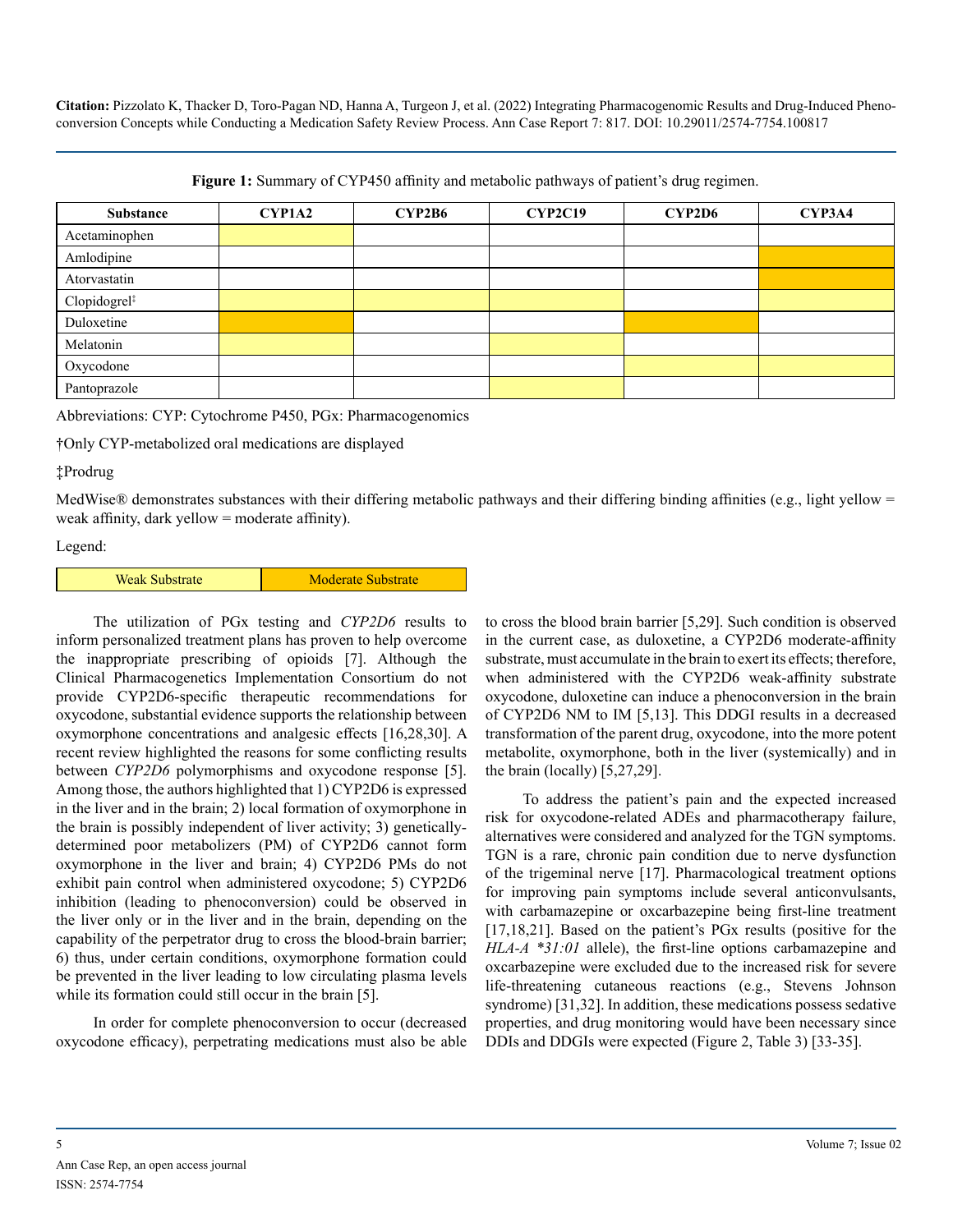**Figure 1:** Summary of CYP450 affinity and metabolic pathways of patient's drug regimen.

| Substance | CYP1A2 | CYP2B6 | CYP2C19 | CYP2D6 | CYP3A4 |
|---|---|---|---|---|---|
| Acetaminophen | Weak Substrate | | | | |
| Amlodipine | | | | | Moderate Substrate |
| Atorvastatin | | | | | Moderate Substrate |
| Clopidogrel‡ | Weak Substrate | Weak Substrate | Weak Substrate | | Weak Substrate |
| Duloxetine | Moderate Substrate | | | Moderate Substrate | |
| Melatonin | Weak Substrate | | Weak Substrate | | |
| Oxycodone | | | | Weak Substrate | Weak Substrate |
| Pantoprazole | | | Weak Substrate | | |

Abbreviations: CYP: Cytochrome P450, PGx: Pharmacogenomics

†Only CYP-metabolized oral medications are displayed

‡Prodrug

MedWise® demonstrates substances with their differing metabolic pathways and their differing binding affinities (e.g., light yellow = weak affinity, dark yellow = moderate affinity).

Legend:

| Weak Substrate | Moderate Substrate |
|---|---|

The utilization of PGx testing and *CYP2D6* results to inform personalized treatment plans has proven to help overcome the inappropriate prescribing of opioids [7]. Although the Clinical Pharmacogenetics Implementation Consortium do not provide CYP2D6-specific therapeutic recommendations for oxycodone, substantial evidence supports the relationship between oxymorphone concentrations and analgesic effects [16,28,30]. A recent review highlighted the reasons for some conflicting results between *CYP2D6* polymorphisms and oxycodone response [5]. Among those, the authors highlighted that 1) CYP2D6 is expressed in the liver and in the brain; 2) local formation of oxymorphone in the brain is possibly independent of liver activity; 3) genetically-determined poor metabolizers (PM) of CYP2D6 cannot form oxymorphone in the liver and brain; 4) CYP2D6 PMs do not exhibit pain control when administered oxycodone; 5) CYP2D6 inhibition (leading to phenoconversion) could be observed in the liver only or in the liver and in the brain, depending on the capability of the perpetrator drug to cross the blood-brain barrier; 6) thus, under certain conditions, oxymorphone formation could be prevented in the liver leading to low circulating plasma levels while its formation could still occur in the brain [5].

In order for complete phenoconversion to occur (decreased oxycodone efficacy), perpetrating medications must also be able to cross the blood brain barrier [5,29]. Such condition is observed in the current case, as duloxetine, a CYP2D6 moderate-affinity substrate, must accumulate in the brain to exert its effects; therefore, when administered with the CYP2D6 weak-affinity substrate oxycodone, duloxetine can induce a phenoconversion in the brain of CYP2D6 NM to IM [5,13]. This DDGI results in a decreased transformation of the parent drug, oxycodone, into the more potent metabolite, oxymorphone, both in the liver (systemically) and in the brain (locally) [5,27,29].

To address the patient's pain and the expected increased risk for oxycodone-related ADEs and pharmacotherapy failure, alternatives were considered and analyzed for the TGN symptoms. TGN is a rare, chronic pain condition due to nerve dysfunction of the trigeminal nerve [17]. Pharmacological treatment options for improving pain symptoms include several anticonvulsants, with carbamazepine or oxcarbazepine being first-line treatment [17,18,21]. Based on the patient's PGx results (positive for the *HLA-A \*31:01* allele), the first-line options carbamazepine and oxcarbazepine were excluded due to the increased risk for severe life-threatening cutaneous reactions (e.g., Stevens Johnson syndrome) [31,32]. In addition, these medications possess sedative properties, and drug monitoring would have been necessary since DDIs and DDGIs were expected (Figure 2, Table 3) [33-35].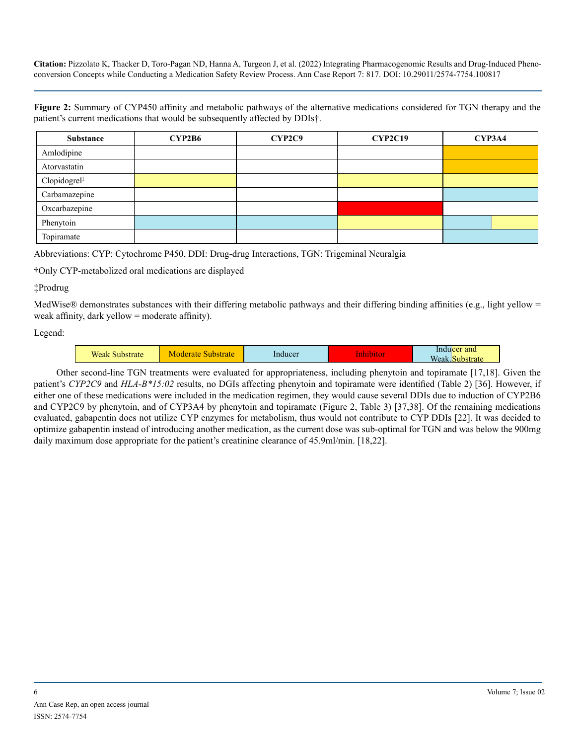**Figure 2:** Summary of CYP450 affinity and metabolic pathways of the alternative medications considered for TGN therapy and the patient's current medications that would be subsequently affected by DDIs†.

| Substance | CYP2B6 | CYP2C9 | CYP2C19 | CYP3A4 |
|---|---|---|---|---|
| Amlodipine | | | | Moderate Substrate |
| Atorvastatin | | | | Moderate Substrate |
| Clopidogrel‡ | Weak Substrate | | Weak Substrate | Weak Substrate |
| Carbamazepine | | | | Inducer |
| Oxcarbazepine | | | Inhibitor | |
| Phenytoin | Inducer | Inducer | Weak Substrate | Inducer and Weak Substrate |
| Topiramate | | | | Inducer |

Abbreviations: CYP: Cytochrome P450, DDI: Drug-drug Interactions, TGN: Trigeminal Neuralgia

†Only CYP-metabolized oral medications are displayed

‡Prodrug

MedWise® demonstrates substances with their differing metabolic pathways and their differing binding affinities (e.g., light yellow = weak affinity, dark yellow = moderate affinity).

Legend:

| Weak Substrate | Moderate Substrate | Inducer | Inhibitor | Inducer and Weak Substrate |
|---|---|---|---|---|

Other second-line TGN treatments were evaluated for appropriateness, including phenytoin and topiramate [17,18]. Given the patient's *CYP2C9* and *HLA-B*15:02* results, no DGIs affecting phenytoin and topiramate were identified (Table 2) [36]. However, if either one of these medications were included in the medication regimen, they would cause several DDIs due to induction of CYP2B6 and CYP2C9 by phenytoin, and of CYP3A4 by phenytoin and topiramate (Figure 2, Table 3) [37,38]. Of the remaining medications evaluated, gabapentin does not utilize CYP enzymes for metabolism, thus would not contribute to CYP DDIs [22]. It was decided to optimize gabapentin instead of introducing another medication, as the current dose was sub-optimal for TGN and was below the 900mg daily maximum dose appropriate for the patient's creatinine clearance of 45.9ml/min. [18,22].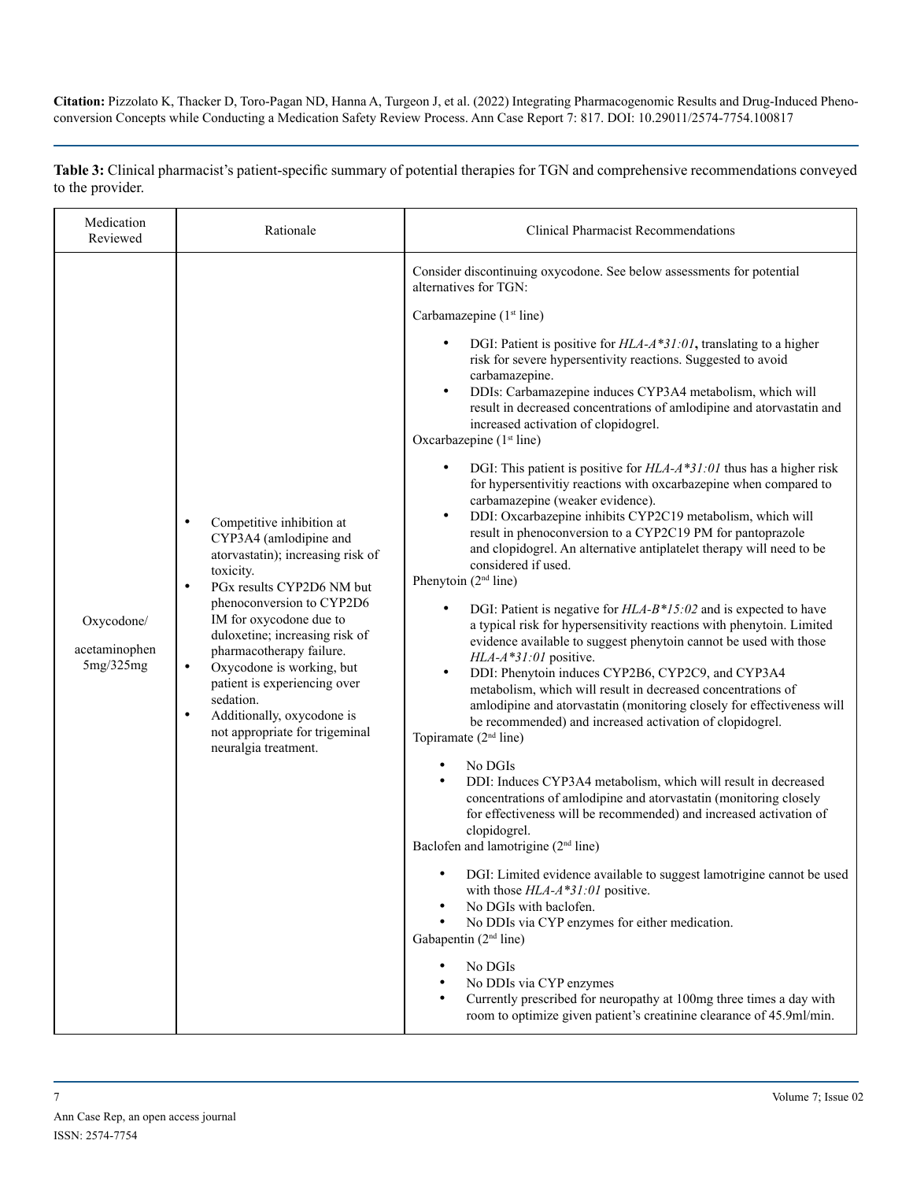**Table 3:** Clinical pharmacist's patient-specific summary of potential therapies for TGN and comprehensive recommendations conveyed to the provider.

| Medication Reviewed | Rationale | Clinical Pharmacist Recommendations |
|---|---|---|
| Oxycodone/ acetaminophen 5mg/325mg | • Competitive inhibition at CYP3A4 (amlodipine and atorvastatin); increasing risk of toxicity.<br>• PGx results CYP2D6 NM but phenoconversion to CYP2D6 IM for oxycodone due to duloxetine; increasing risk of pharmacotherapy failure.<br>• Oxycodone is working, but patient is experiencing over sedation.<br>• Additionally, oxycodone is not appropriate for trigeminal neuralgia treatment. | Consider discontinuing oxycodone. See below assessments for potential alternatives for TGN:<br><br>Carbamazepine (1st line)<br>• DGI: Patient is positive for *HLA-A*31:01***,** translating to a higher risk for severe hypersentivity reactions. Suggested to avoid carbamazepine.<br>• DDIs: Carbamazepine induces CYP3A4 metabolism, which will result in decreased concentrations of amlodipine and atorvastatin and increased activation of clopidogrel.<br><br>Oxcarbazepine (1st line)<br>• DGI: This patient is positive for *HLA-A*31:01* thus has a higher risk for hypersentivitiy reactions with oxcarbazepine when compared to carbamazepine (weaker evidence).<br>• DDI: Oxcarbazepine inhibits CYP2C19 metabolism, which will result in phenoconversion to a CYP2C19 PM for pantoprazole and clopidogrel. An alternative antiplatelet therapy will need to be considered if used.<br><br>Phenytoin (2nd line)<br>• DGI: Patient is negative for *HLA-B*15:02* and is expected to have a typical risk for hypersensitivity reactions with phenytoin. Limited evidence available to suggest phenytoin cannot be used with those *HLA-A*31:01* positive.<br>• DDI: Phenytoin induces CYP2B6, CYP2C9, and CYP3A4 metabolism, which will result in decreased concentrations of amlodipine and atorvastatin (monitoring closely for effectiveness will be recommended) and increased activation of clopidogrel.<br><br>Topiramate (2nd line)<br>• No DGIs<br>• DDI: Induces CYP3A4 metabolism, which will result in decreased concentrations of amlodipine and atorvastatin (monitoring closely for effectiveness will be recommended) and increased activation of clopidogrel.<br><br>Baclofen and lamotrigine (2nd line)<br>• DGI: Limited evidence available to suggest lamotrigine cannot be used with those *HLA-A*31:01* positive.<br>• No DGIs with baclofen.<br>• No DDIs via CYP enzymes for either medication.<br><br>Gabapentin (2nd line)<br>• No DGIs<br>• No DDIs via CYP enzymes<br>• Currently prescribed for neuropathy at 100mg three times a day with room to optimize given patient's creatinine clearance of 45.9ml/min. |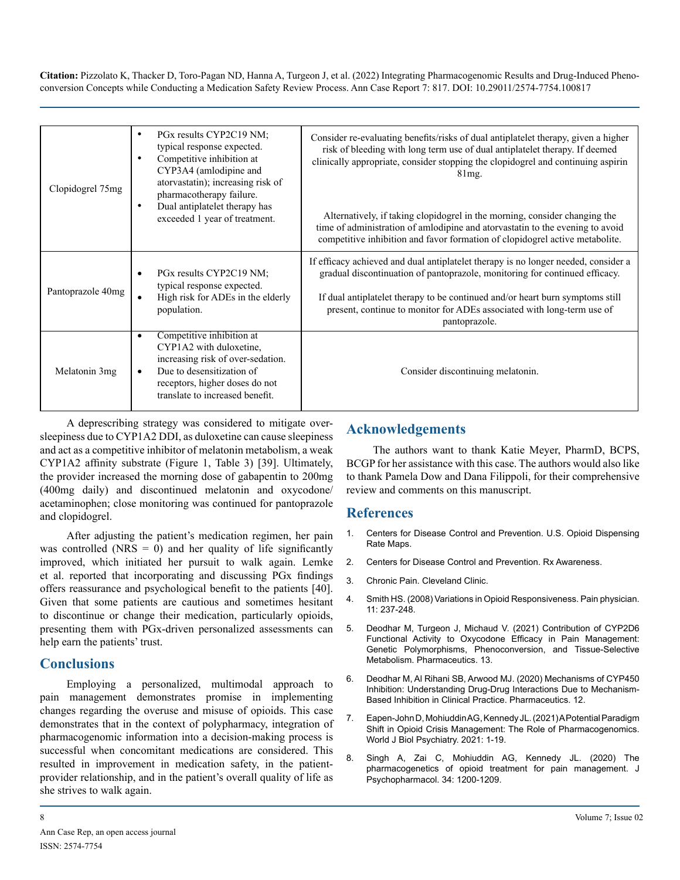| Clopidogrel 75mg | • PGx results CYP2C19 NM; typical response expected.<br>• Competitive inhibition at CYP3A4 (amlodipine and atorvastatin); increasing risk of pharmacotherapy failure.<br>• Dual antiplatelet therapy has exceeded 1 year of treatment. | Consider re-evaluating benefits/risks of dual antiplatelet therapy, given a higher risk of bleeding with long term use of dual antiplatelet therapy. If deemed clinically appropriate, consider stopping the clopidogrel and continuing aspirin 81mg.<br><br>Alternatively, if taking clopidogrel in the morning, consider changing the time of administration of amlodipine and atorvastatin to the evening to avoid competitive inhibition and favor formation of clopidogrel active metabolite. |
|---|---|---|
| Pantoprazole 40mg | • PGx results CYP2C19 NM; typical response expected.<br>• High risk for ADEs in the elderly population. | If efficacy achieved and dual antiplatelet therapy is no longer needed, consider a gradual discontinuation of pantoprazole, monitoring for continued efficacy.<br><br>If dual antiplatelet therapy to be continued and/or heart burn symptoms still present, continue to monitor for ADEs associated with long-term use of pantoprazole. |
| Melatonin 3mg | • Competitive inhibition at CYP1A2 with duloxetine, increasing risk of over-sedation.<br>• Due to desensitization of receptors, higher doses do not translate to increased benefit. | Consider discontinuing melatonin. |

A deprescribing strategy was considered to mitigate over-sleepiness due to CYP1A2 DDI, as duloxetine can cause sleepiness and act as a competitive inhibitor of melatonin metabolism, a weak CYP1A2 affinity substrate (Figure 1, Table 3) [39]. Ultimately, the provider increased the morning dose of gabapentin to 200mg (400mg daily) and discontinued melatonin and oxycodone/acetaminophen; close monitoring was continued for pantoprazole and clopidogrel.

After adjusting the patient's medication regimen, her pain was controlled (NRS = 0) and her quality of life significantly improved, which initiated her pursuit to walk again. Lemke et al. reported that incorporating and discussing PGx findings offers reassurance and psychological benefit to the patients [40]. Given that some patients are cautious and sometimes hesitant to discontinue or change their medication, particularly opioids, presenting them with PGx-driven personalized assessments can help earn the patients' trust.

## Conclusions

Employing a personalized, multimodal approach to pain management demonstrates promise in implementing changes regarding the overuse and misuse of opioids. This case demonstrates that in the context of polypharmacy, integration of pharmacogenomic information into a decision-making process is successful when concomitant medications are considered. This resulted in improvement in medication safety, in the patient-provider relationship, and in the patient's overall quality of life as she strives to walk again.

## Acknowledgements

The authors want to thank Katie Meyer, PharmD, BCPS, BCGP for her assistance with this case. The authors would also like to thank Pamela Dow and Dana Filippoli, for their comprehensive review and comments on this manuscript.

## References

1. Centers for Disease Control and Prevention. U.S. Opioid Dispensing Rate Maps.
2. Centers for Disease Control and Prevention. Rx Awareness.
3. Chronic Pain. Cleveland Clinic.
4. Smith HS. (2008) Variations in Opioid Responsiveness. Pain physician. 11: 237-248.
5. Deodhar M, Turgeon J, Michaud V. (2021) Contribution of CYP2D6 Functional Activity to Oxycodone Efficacy in Pain Management: Genetic Polymorphisms, Phenoconversion, and Tissue-Selective Metabolism. Pharmaceutics. 13.
6. Deodhar M, Al Rihani SB, Arwood MJ. (2020) Mechanisms of CYP450 Inhibition: Understanding Drug-Drug Interactions Due to Mechanism-Based Inhibition in Clinical Practice. Pharmaceutics. 12.
7. Eapen-John D, Mohiuddin AG, Kennedy JL. (2021) A Potential Paradigm Shift in Opioid Crisis Management: The Role of Pharmacogenomics. World J Biol Psychiatry. 2021: 1-19.
8. Singh A, Zai C, Mohiuddin AG, Kennedy JL. (2020) The pharmacogenetics of opioid treatment for pain management. J Psychopharmacol. 34: 1200-1209.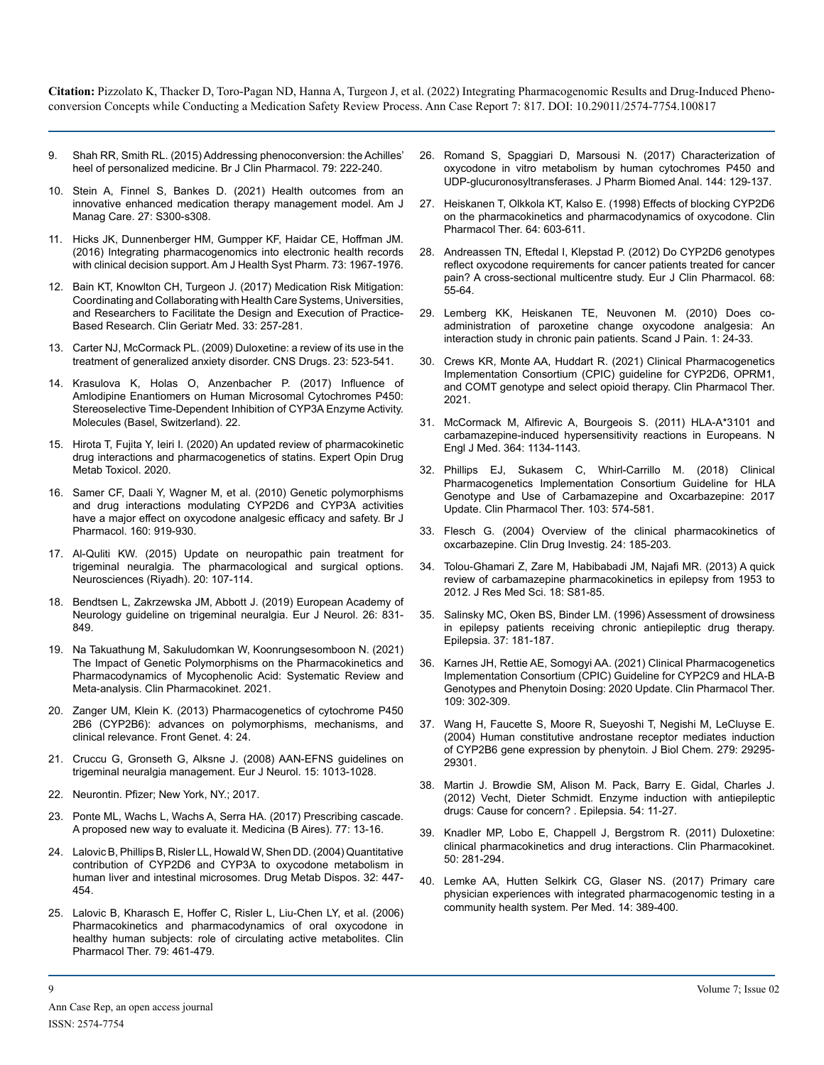9. Shah RR, Smith RL. (2015) Addressing phenoconversion: the Achilles' heel of personalized medicine. Br J Clin Pharmacol. 79: 222-240.
10. Stein A, Finnel S, Bankes D. (2021) Health outcomes from an innovative enhanced medication therapy management model. Am J Manag Care. 27: S300-s308.
11. Hicks JK, Dunnenberger HM, Gumpper KF, Haidar CE, Hoffman JM. (2016) Integrating pharmacogenomics into electronic health records with clinical decision support. Am J Health Syst Pharm. 73: 1967-1976.
12. Bain KT, Knowlton CH, Turgeon J. (2017) Medication Risk Mitigation: Coordinating and Collaborating with Health Care Systems, Universities, and Researchers to Facilitate the Design and Execution of Practice-Based Research. Clin Geriatr Med. 33: 257-281.
13. Carter NJ, McCormack PL. (2009) Duloxetine: a review of its use in the treatment of generalized anxiety disorder. CNS Drugs. 23: 523-541.
14. Krasulova K, Holas O, Anzenbacher P. (2017) Influence of Amlodipine Enantiomers on Human Microsomal Cytochromes P450: Stereoselective Time-Dependent Inhibition of CYP3A Enzyme Activity. Molecules (Basel, Switzerland). 22.
15. Hirota T, Fujita Y, Ieiri I. (2020) An updated review of pharmacokinetic drug interactions and pharmacogenetics of statins. Expert Opin Drug Metab Toxicol. 2020.
16. Samer CF, Daali Y, Wagner M, et al. (2010) Genetic polymorphisms and drug interactions modulating CYP2D6 and CYP3A activities have a major effect on oxycodone analgesic efficacy and safety. Br J Pharmacol. 160: 919-930.
17. Al-Quliti KW. (2015) Update on neuropathic pain treatment for trigeminal neuralgia. The pharmacological and surgical options. Neurosciences (Riyadh). 20: 107-114.
18. Bendtsen L, Zakrzewska JM, Abbott J. (2019) European Academy of Neurology guideline on trigeminal neuralgia. Eur J Neurol. 26: 831-849.
19. Na Takuathung M, Sakuludomkan W, Koonrungsesomboon N. (2021) The Impact of Genetic Polymorphisms on the Pharmacokinetics and Pharmacodynamics of Mycophenolic Acid: Systematic Review and Meta-analysis. Clin Pharmacokinet. 2021.
20. Zanger UM, Klein K. (2013) Pharmacogenetics of cytochrome P450 2B6 (CYP2B6): advances on polymorphisms, mechanisms, and clinical relevance. Front Genet. 4: 24.
21. Cruccu G, Gronseth G, Alksne J. (2008) AAN-EFNS guidelines on trigeminal neuralgia management. Eur J Neurol. 15: 1013-1028.
22. Neurontin. Pfizer; New York, NY.; 2017.
23. Ponte ML, Wachs L, Wachs A, Serra HA. (2017) Prescribing cascade. A proposed new way to evaluate it. Medicina (B Aires). 77: 13-16.
24. Lalovic B, Phillips B, Risler LL, Howald W, Shen DD. (2004) Quantitative contribution of CYP2D6 and CYP3A to oxycodone metabolism in human liver and intestinal microsomes. Drug Metab Dispos. 32: 447-454.
25. Lalovic B, Kharasch E, Hoffer C, Risler L, Liu-Chen LY, et al. (2006) Pharmacokinetics and pharmacodynamics of oral oxycodone in healthy human subjects: role of circulating active metabolites. Clin Pharmacol Ther. 79: 461-479.
26. Romand S, Spaggiari D, Marsousi N. (2017) Characterization of oxycodone in vitro metabolism by human cytochromes P450 and UDP-glucuronosyltransferases. J Pharm Biomed Anal. 144: 129-137.
27. Heiskanen T, Olkkola KT, Kalso E. (1998) Effects of blocking CYP2D6 on the pharmacokinetics and pharmacodynamics of oxycodone. Clin Pharmacol Ther. 64: 603-611.
28. Andreassen TN, Eftedal I, Klepstad P. (2012) Do CYP2D6 genotypes reflect oxycodone requirements for cancer patients treated for cancer pain? A cross-sectional multicentre study. Eur J Clin Pharmacol. 68: 55-64.
29. Lemberg KK, Heiskanen TE, Neuvonen M. (2010) Does co-administration of paroxetine change oxycodone analgesia: An interaction study in chronic pain patients. Scand J Pain. 1: 24-33.
30. Crews KR, Monte AA, Huddart R. (2021) Clinical Pharmacogenetics Implementation Consortium (CPIC) guideline for CYP2D6, OPRM1, and COMT genotype and select opioid therapy. Clin Pharmacol Ther. 2021.
31. McCormack M, Alfirevic A, Bourgeois S. (2011) HLA-A*3101 and carbamazepine-induced hypersensitivity reactions in Europeans. N Engl J Med. 364: 1134-1143.
32. Phillips EJ, Sukasem C, Whirl-Carrillo M. (2018) Clinical Pharmacogenetics Implementation Consortium Guideline for HLA Genotype and Use of Carbamazepine and Oxcarbazepine: 2017 Update. Clin Pharmacol Ther. 103: 574-581.
33. Flesch G. (2004) Overview of the clinical pharmacokinetics of oxcarbazepine. Clin Drug Investig. 24: 185-203.
34. Tolou-Ghamari Z, Zare M, Habibabadi JM, Najafi MR. (2013) A quick review of carbamazepine pharmacokinetics in epilepsy from 1953 to 2012. J Res Med Sci. 18: S81-85.
35. Salinsky MC, Oken BS, Binder LM. (1996) Assessment of drowsiness in epilepsy patients receiving chronic antiepileptic drug therapy. Epilepsia. 37: 181-187.
36. Karnes JH, Rettie AE, Somogyi AA. (2021) Clinical Pharmacogenetics Implementation Consortium (CPIC) Guideline for CYP2C9 and HLA-B Genotypes and Phenytoin Dosing: 2020 Update. Clin Pharmacol Ther. 109: 302-309.
37. Wang H, Faucette S, Moore R, Sueyoshi T, Negishi M, LeCluyse E. (2004) Human constitutive androstane receptor mediates induction of CYP2B6 gene expression by phenytoin. J Biol Chem. 279: 29295-29301.
38. Martin J. Browdie SM, Alison M. Pack, Barry E. Gidal, Charles J. (2012) Vecht, Dieter Schmidt. Enzyme induction with antiepileptic drugs: Cause for concern? . Epilepsia. 54: 11-27.
39. Knadler MP, Lobo E, Chappell J, Bergstrom R. (2011) Duloxetine: clinical pharmacokinetics and drug interactions. Clin Pharmacokinet. 50: 281-294.
40. Lemke AA, Hutten Selkirk CG, Glaser NS. (2017) Primary care physician experiences with integrated pharmacogenomic testing in a community health system. Per Med. 14: 389-400.